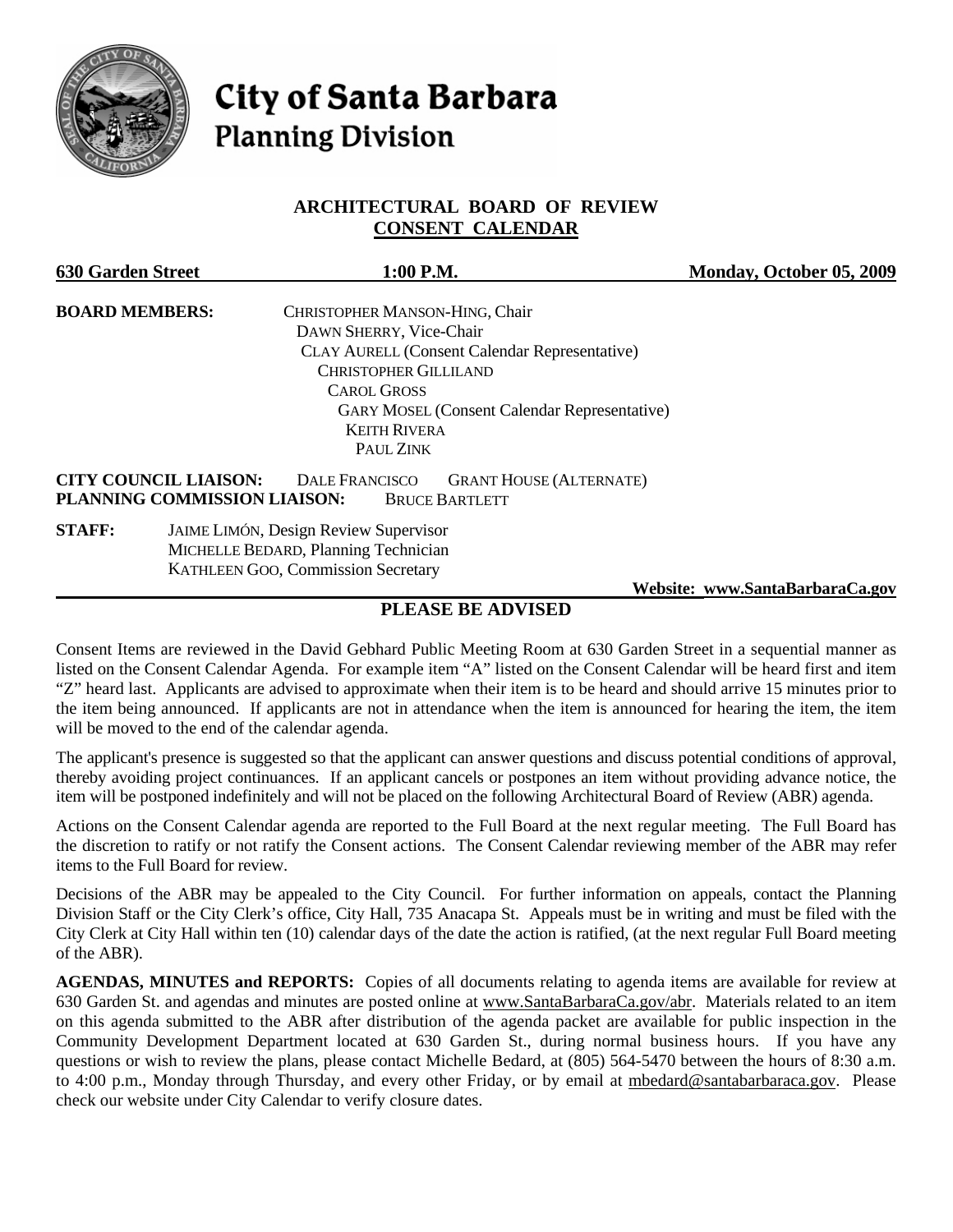# City of Santa Barbara
## Planning Division

### ARCHITECTURAL BOARD OF REVIEW
### CONSENT CALENDAR

**630 Garden Street** **1:00 P.M.** **Monday, October 05, 2009**

**BOARD MEMBERS:**
CHRISTOPHER MANSON-HING, Chair
DAWN SHERRY, Vice-Chair
CLAY AURELL (Consent Calendar Representative)
CHRISTOPHER GILLILAND
CAROL GROSS
GARY MOSEL (Consent Calendar Representative)
KEITH RIVERA
PAUL ZINK

**CITY COUNCIL LIAISON:** DALE FRANCISCO GRANT HOUSE (ALTERNATE)
**PLANNING COMMISSION LIAISON:** BRUCE BARTLETT

**STAFF:**
JAIME LIMÓN, Design Review Supervisor
MICHELLE BEDARD, Planning Technician
KATHLEEN GOO, Commission Secretary

**Website: www.SantaBarbaraCa.gov**

## PLEASE BE ADVISED

Consent Items are reviewed in the David Gebhard Public Meeting Room at 630 Garden Street in a sequential manner as listed on the Consent Calendar Agenda. For example item "A" listed on the Consent Calendar will be heard first and item "Z" heard last. Applicants are advised to approximate when their item is to be heard and should arrive 15 minutes prior to the item being announced. If applicants are not in attendance when the item is announced for hearing the item, the item will be moved to the end of the calendar agenda.

The applicant's presence is suggested so that the applicant can answer questions and discuss potential conditions of approval, thereby avoiding project continuances. If an applicant cancels or postpones an item without providing advance notice, the item will be postponed indefinitely and will not be placed on the following Architectural Board of Review (ABR) agenda.

Actions on the Consent Calendar agenda are reported to the Full Board at the next regular meeting. The Full Board has the discretion to ratify or not ratify the Consent actions. The Consent Calendar reviewing member of the ABR may refer items to the Full Board for review.

Decisions of the ABR may be appealed to the City Council. For further information on appeals, contact the Planning Division Staff or the City Clerk's office, City Hall, 735 Anacapa St. Appeals must be in writing and must be filed with the City Clerk at City Hall within ten (10) calendar days of the date the action is ratified, (at the next regular Full Board meeting of the ABR).

**AGENDAS, MINUTES and REPORTS:** Copies of all documents relating to agenda items are available for review at 630 Garden St. and agendas and minutes are posted online at www.SantaBarbaraCa.gov/abr. Materials related to an item on this agenda submitted to the ABR after distribution of the agenda packet are available for public inspection in the Community Development Department located at 630 Garden St., during normal business hours. If you have any questions or wish to review the plans, please contact Michelle Bedard, at (805) 564-5470 between the hours of 8:30 a.m. to 4:00 p.m., Monday through Thursday, and every other Friday, or by email at mbedard@santabarbaraca.gov. Please check our website under City Calendar to verify closure dates.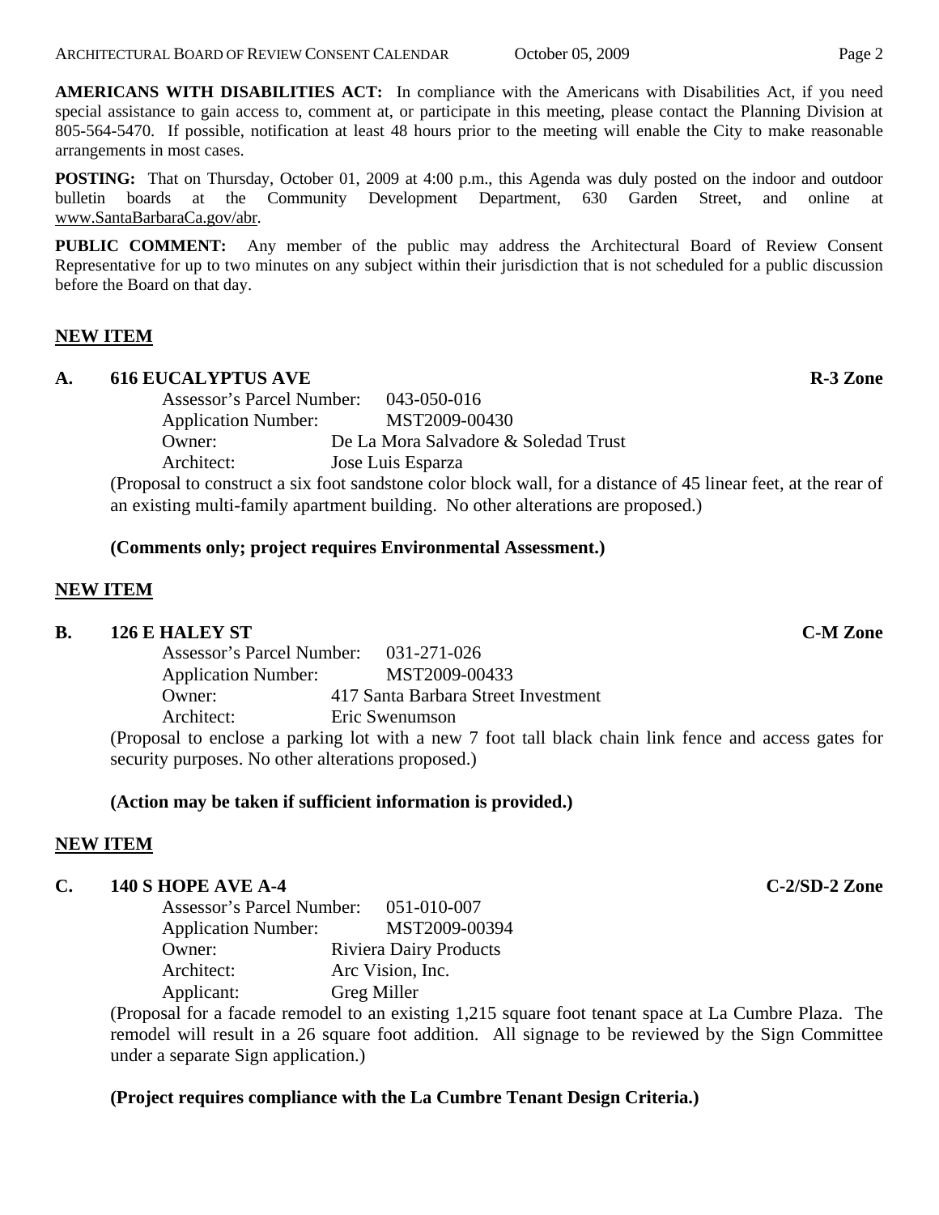**AMERICANS WITH DISABILITIES ACT:** In compliance with the Americans with Disabilities Act, if you need special assistance to gain access to, comment at, or participate in this meeting, please contact the Planning Division at 805-564-5470. If possible, notification at least 48 hours prior to the meeting will enable the City to make reasonable arrangements in most cases.

**POSTING:** That on Thursday, October 01, 2009 at 4:00 p.m., this Agenda was duly posted on the indoor and outdoor bulletin boards at the Community Development Department, 630 Garden Street, and online at www.SantaBarbaraCa.gov/abr.

**PUBLIC COMMENT:** Any member of the public may address the Architectural Board of Review Consent Representative for up to two minutes on any subject within their jurisdiction that is not scheduled for a public discussion before the Board on that day.

**NEW ITEM**

**A. 616 EUCALYPTUS AVE** **R-3 Zone**

Assessor's Parcel Number: 043-050-016
Application Number: MST2009-00430
Owner: De La Mora Salvadore & Soledad Trust
Architect: Jose Luis Esparza

(Proposal to construct a six foot sandstone color block wall, for a distance of 45 linear feet, at the rear of an existing multi-family apartment building. No other alterations are proposed.)

**(Comments only; project requires Environmental Assessment.)**

**NEW ITEM**

**B. 126 E HALEY ST** **C-M Zone**

Assessor's Parcel Number: 031-271-026
Application Number: MST2009-00433
Owner: 417 Santa Barbara Street Investment
Architect: Eric Swenumson

(Proposal to enclose a parking lot with a new 7 foot tall black chain link fence and access gates for security purposes. No other alterations proposed.)

**(Action may be taken if sufficient information is provided.)**

**NEW ITEM**

**C. 140 S HOPE AVE A-4** **C-2/SD-2 Zone**

Assessor's Parcel Number: 051-010-007
Application Number: MST2009-00394
Owner: Riviera Dairy Products
Architect: Arc Vision, Inc.
Applicant: Greg Miller

(Proposal for a facade remodel to an existing 1,215 square foot tenant space at La Cumbre Plaza. The remodel will result in a 26 square foot addition. All signage to be reviewed by the Sign Committee under a separate Sign application.)

**(Project requires compliance with the La Cumbre Tenant Design Criteria.)**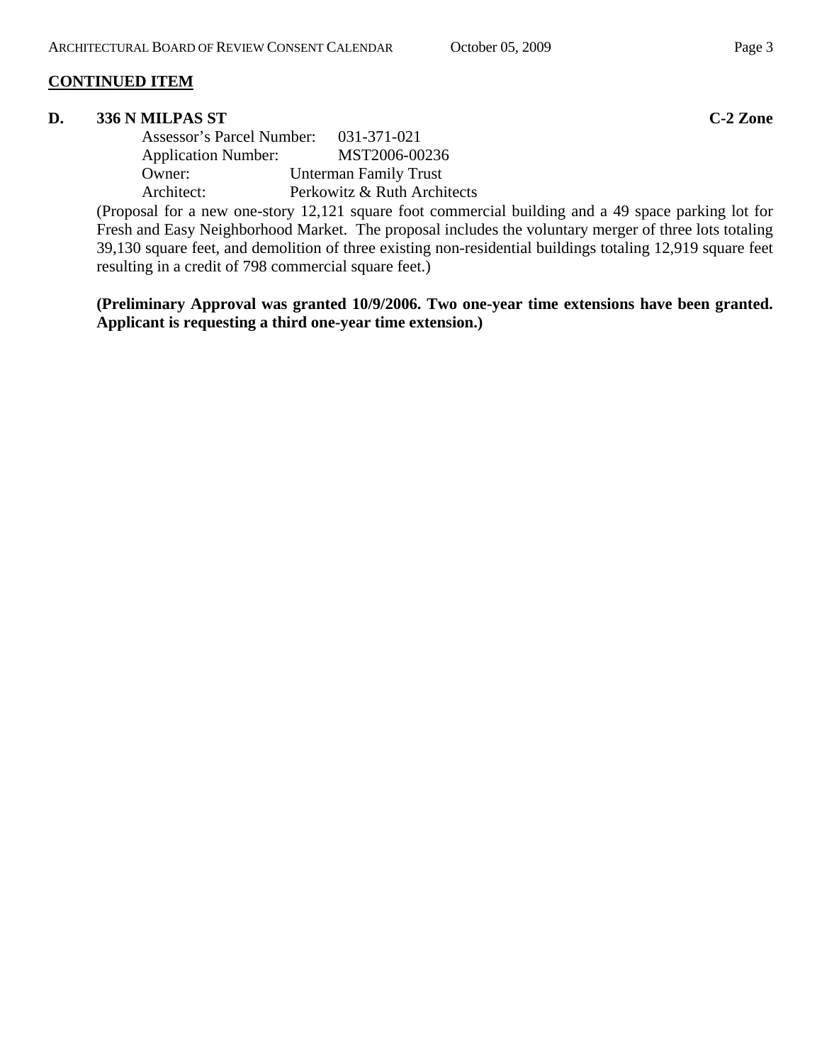## CONTINUED ITEM

**D. 336 N MILPAS ST** **C-2 Zone**

Assessor's Parcel Number: 031-371-021
Application Number: MST2006-00236
Owner: Unterman Family Trust
Architect: Perkowitz & Ruth Architects

(Proposal for a new one-story 12,121 square foot commercial building and a 49 space parking lot for Fresh and Easy Neighborhood Market. The proposal includes the voluntary merger of three lots totaling 39,130 square feet, and demolition of three existing non-residential buildings totaling 12,919 square feet resulting in a credit of 798 commercial square feet.)

**(Preliminary Approval was granted 10/9/2006. Two one-year time extensions have been granted. Applicant is requesting a third one-year time extension.)**